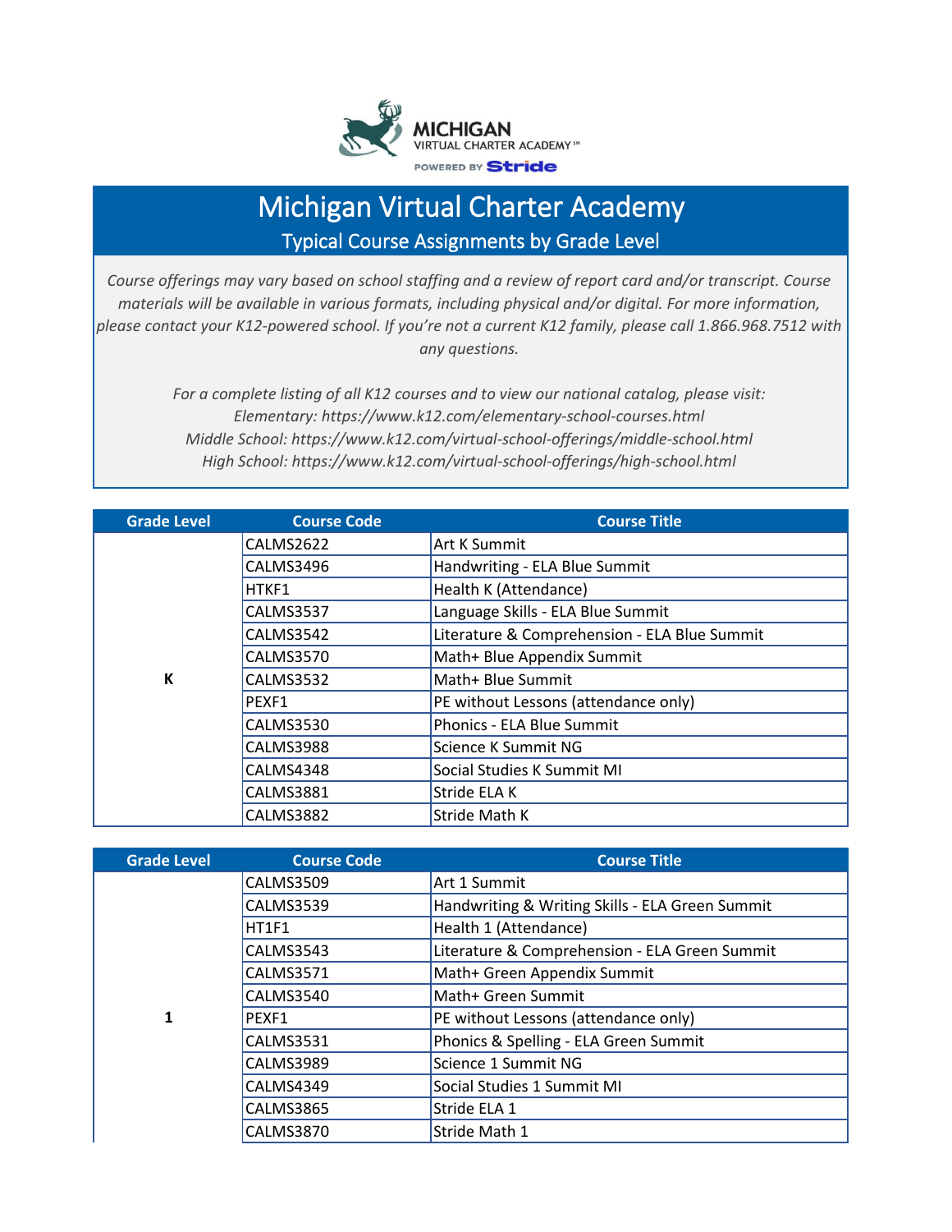MICHIGAN
VIRTUAL CHARTER ACADEMY℠
POWERED BY Stride

# Michigan Virtual Charter Academy

## Typical Course Assignments by Grade Level

*Course offerings may vary based on school staffing and a review of report card and/or transcript. Course materials will be available in various formats, including physical and/or digital. For more information, please contact your K12-powered school. If you're not a current K12 family, please call 1.866.968.7512 with any questions.*

*For a complete listing of all K12 courses and to view our national catalog, please visit:*
*Elementary: https://www.k12.com/elementary-school-courses.html*
*Middle School: https://www.k12.com/virtual-school-offerings/middle-school.html*
*High School: https://www.k12.com/virtual-school-offerings/high-school.html*

| Grade Level | Course Code | Course Title |
|---|---|---|
| **K** | CALMS2622 | Art K Summit |
| | CALMS3496 | Handwriting - ELA Blue Summit |
| | HTKF1 | Health K (Attendance) |
| | CALMS3537 | Language Skills - ELA Blue Summit |
| | CALMS3542 | Literature & Comprehension - ELA Blue Summit |
| | CALMS3570 | Math+ Blue Appendix Summit |
| | CALMS3532 | Math+ Blue Summit |
| | PEXF1 | PE without Lessons (attendance only) |
| | CALMS3530 | Phonics - ELA Blue Summit |
| | CALMS3988 | Science K Summit NG |
| | CALMS4348 | Social Studies K Summit MI |
| | CALMS3881 | Stride ELA K |
| | CALMS3882 | Stride Math K |

| Grade Level | Course Code | Course Title |
|---|---|---|
| **1** | CALMS3509 | Art 1 Summit |
| | CALMS3539 | Handwriting & Writing Skills - ELA Green Summit |
| | HT1F1 | Health 1 (Attendance) |
| | CALMS3543 | Literature & Comprehension - ELA Green Summit |
| | CALMS3571 | Math+ Green Appendix Summit |
| | CALMS3540 | Math+ Green Summit |
| | PEXF1 | PE without Lessons (attendance only) |
| | CALMS3531 | Phonics & Spelling - ELA Green Summit |
| | CALMS3989 | Science 1 Summit NG |
| | CALMS4349 | Social Studies 1 Summit MI |
| | CALMS3865 | Stride ELA 1 |
| | CALMS3870 | Stride Math 1 |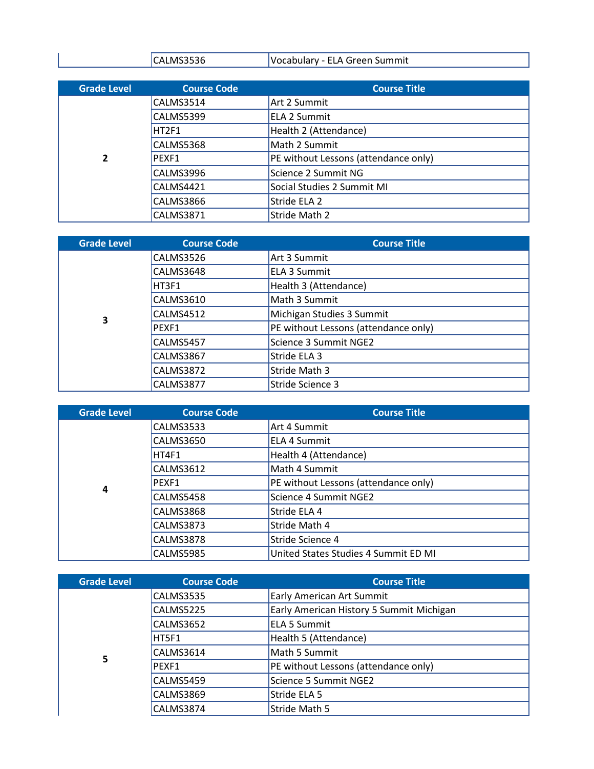| | CALMS3536 | Vocabulary - ELA Green Summit |
|---|---|---|

| Grade Level | Course Code | Course Title |
|---|---|---|
| 2 | CALMS3514 | Art 2 Summit |
| | CALMS5399 | ELA 2 Summit |
| | HT2F1 | Health 2 (Attendance) |
| | CALMS5368 | Math 2 Summit |
| | PEXF1 | PE without Lessons (attendance only) |
| | CALMS3996 | Science 2 Summit NG |
| | CALMS4421 | Social Studies 2 Summit MI |
| | CALMS3866 | Stride ELA 2 |
| | CALMS3871 | Stride Math 2 |

| Grade Level | Course Code | Course Title |
|---|---|---|
| 3 | CALMS3526 | Art 3 Summit |
| | CALMS3648 | ELA 3 Summit |
| | HT3F1 | Health 3 (Attendance) |
| | CALMS3610 | Math 3 Summit |
| | CALMS4512 | Michigan Studies 3 Summit |
| | PEXF1 | PE without Lessons (attendance only) |
| | CALMS5457 | Science 3 Summit NGE2 |
| | CALMS3867 | Stride ELA 3 |
| | CALMS3872 | Stride Math 3 |
| | CALMS3877 | Stride Science 3 |

| Grade Level | Course Code | Course Title |
|---|---|---|
| 4 | CALMS3533 | Art 4 Summit |
| | CALMS3650 | ELA 4 Summit |
| | HT4F1 | Health 4 (Attendance) |
| | CALMS3612 | Math 4 Summit |
| | PEXF1 | PE without Lessons (attendance only) |
| | CALMS5458 | Science 4 Summit NGE2 |
| | CALMS3868 | Stride ELA 4 |
| | CALMS3873 | Stride Math 4 |
| | CALMS3878 | Stride Science 4 |
| | CALMS5985 | United States Studies 4 Summit ED MI |

| Grade Level | Course Code | Course Title |
|---|---|---|
| 5 | CALMS3535 | Early American Art Summit |
| | CALMS5225 | Early American History 5 Summit Michigan |
| | CALMS3652 | ELA 5 Summit |
| | HT5F1 | Health 5 (Attendance) |
| | CALMS3614 | Math 5 Summit |
| | PEXF1 | PE without Lessons (attendance only) |
| | CALMS5459 | Science 5 Summit NGE2 |
| | CALMS3869 | Stride ELA 5 |
| | CALMS3874 | Stride Math 5 |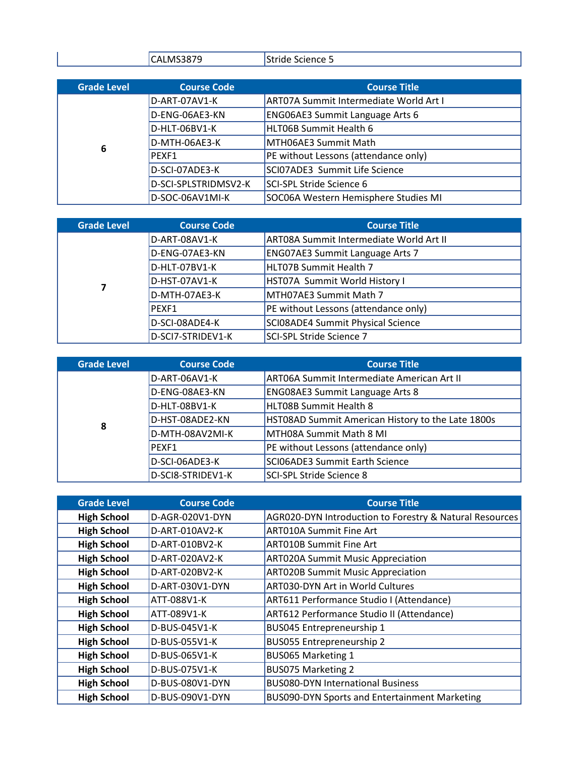| | | |
|---|---|---|
| | CALMS3879 | Stride Science 5 |

| Grade Level | Course Code | Course Title |
|---|---|---|
| 6 | D-ART-07AV1-K | ART07A Summit Intermediate World Art I |
| | D-ENG-06AE3-KN | ENG06AE3 Summit Language Arts 6 |
| | D-HLT-06BV1-K | HLT06B Summit Health 6 |
| | D-MTH-06AE3-K | MTH06AE3 Summit Math |
| | PEXF1 | PE without Lessons (attendance only) |
| | D-SCI-07ADE3-K | SCI07ADE3 Summit Life Science |
| | D-SCI-SPLSTRIDMSV2-K | SCI-SPL Stride Science 6 |
| | D-SOC-06AV1MI-K | SOC06A Western Hemisphere Studies MI |

| Grade Level | Course Code | Course Title |
|---|---|---|
| 7 | D-ART-08AV1-K | ART08A Summit Intermediate World Art II |
| | D-ENG-07AE3-KN | ENG07AE3 Summit Language Arts 7 |
| | D-HLT-07BV1-K | HLT07B Summit Health 7 |
| | D-HST-07AV1-K | HST07A Summit World History I |
| | D-MTH-07AE3-K | MTH07AE3 Summit Math 7 |
| | PEXF1 | PE without Lessons (attendance only) |
| | D-SCI-08ADE4-K | SCI08ADE4 Summit Physical Science |
| | D-SCI7-STRIDEV1-K | SCI-SPL Stride Science 7 |

| Grade Level | Course Code | Course Title |
|---|---|---|
| 8 | D-ART-06AV1-K | ART06A Summit Intermediate American Art II |
| | D-ENG-08AE3-KN | ENG08AE3 Summit Language Arts 8 |
| | D-HLT-08BV1-K | HLT08B Summit Health 8 |
| | D-HST-08ADE2-KN | HST08AD Summit American History to the Late 1800s |
| | D-MTH-08AV2MI-K | MTH08A Summit Math 8 MI |
| | PEXF1 | PE without Lessons (attendance only) |
| | D-SCI-06ADE3-K | SCI06ADE3 Summit Earth Science |
| | D-SCI8-STRIDEV1-K | SCI-SPL Stride Science 8 |

| Grade Level | Course Code | Course Title |
|---|---|---|
| **High School** | D-AGR-020V1-DYN | AGR020-DYN Introduction to Forestry & Natural Resources |
| **High School** | D-ART-010AV2-K | ART010A Summit Fine Art |
| **High School** | D-ART-010BV2-K | ART010B Summit Fine Art |
| **High School** | D-ART-020AV2-K | ART020A Summit Music Appreciation |
| **High School** | D-ART-020BV2-K | ART020B Summit Music Appreciation |
| **High School** | D-ART-030V1-DYN | ART030-DYN Art in World Cultures |
| **High School** | ATT-088V1-K | ART611 Performance Studio I (Attendance) |
| **High School** | ATT-089V1-K | ART612 Performance Studio II (Attendance) |
| **High School** | D-BUS-045V1-K | BUS045 Entrepreneurship 1 |
| **High School** | D-BUS-055V1-K | BUS055 Entrepreneurship 2 |
| **High School** | D-BUS-065V1-K | BUS065 Marketing 1 |
| **High School** | D-BUS-075V1-K | BUS075 Marketing 2 |
| **High School** | D-BUS-080V1-DYN | BUS080-DYN International Business |
| **High School** | D-BUS-090V1-DYN | BUS090-DYN Sports and Entertainment Marketing |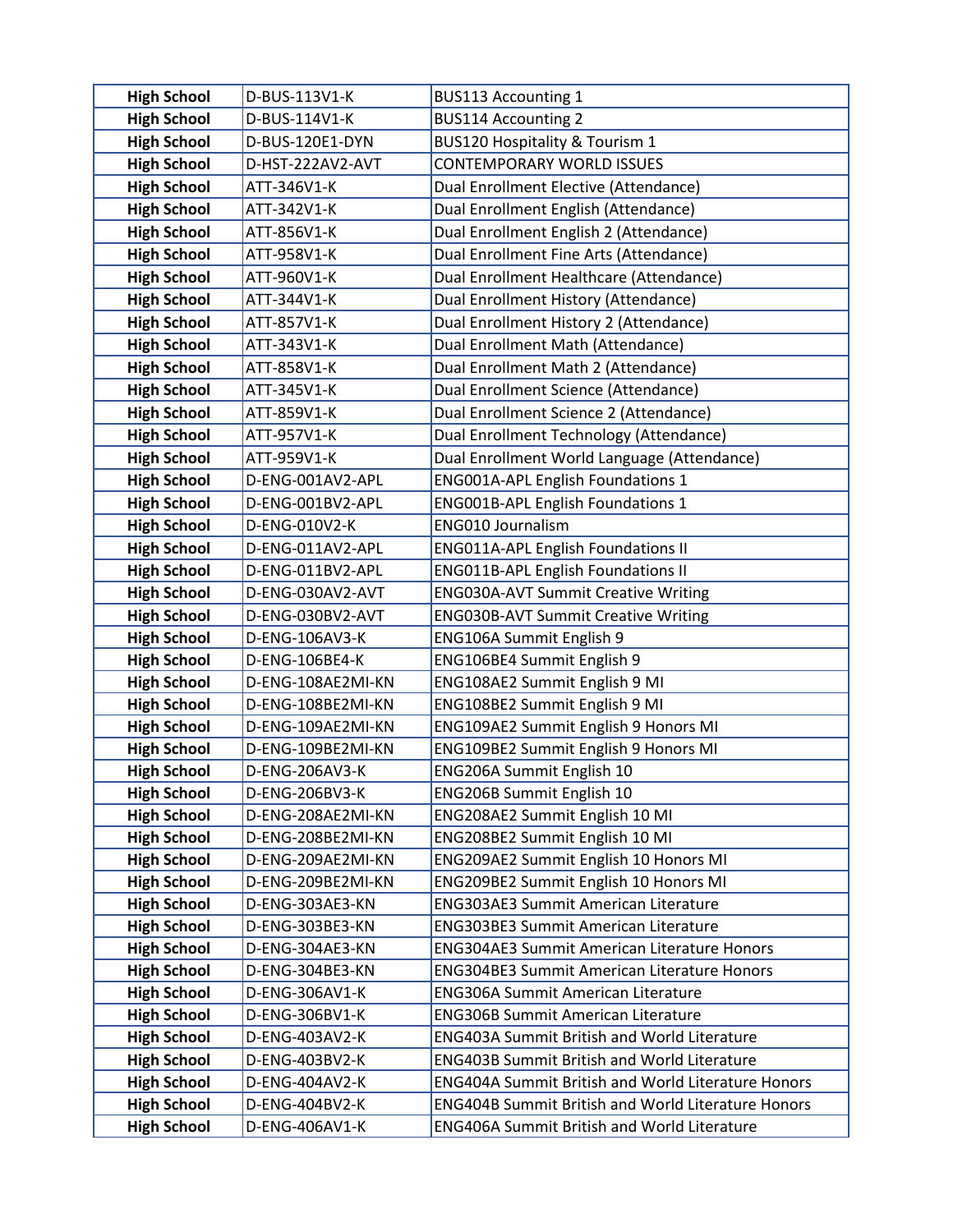| High School | D-BUS-113V1-K | BUS113 Accounting 1 |
|---|---|---|
| High School | D-BUS-114V1-K | BUS114 Accounting 2 |
| High School | D-BUS-120E1-DYN | BUS120 Hospitality & Tourism 1 |
| High School | D-HST-222AV2-AVT | CONTEMPORARY WORLD ISSUES |
| High School | ATT-346V1-K | Dual Enrollment Elective (Attendance) |
| High School | ATT-342V1-K | Dual Enrollment English (Attendance) |
| High School | ATT-856V1-K | Dual Enrollment English 2 (Attendance) |
| High School | ATT-958V1-K | Dual Enrollment Fine Arts (Attendance) |
| High School | ATT-960V1-K | Dual Enrollment Healthcare (Attendance) |
| High School | ATT-344V1-K | Dual Enrollment History (Attendance) |
| High School | ATT-857V1-K | Dual Enrollment History 2 (Attendance) |
| High School | ATT-343V1-K | Dual Enrollment Math (Attendance) |
| High School | ATT-858V1-K | Dual Enrollment Math 2 (Attendance) |
| High School | ATT-345V1-K | Dual Enrollment Science (Attendance) |
| High School | ATT-859V1-K | Dual Enrollment Science 2 (Attendance) |
| High School | ATT-957V1-K | Dual Enrollment Technology (Attendance) |
| High School | ATT-959V1-K | Dual Enrollment World Language (Attendance) |
| High School | D-ENG-001AV2-APL | ENG001A-APL English Foundations 1 |
| High School | D-ENG-001BV2-APL | ENG001B-APL English Foundations 1 |
| High School | D-ENG-010V2-K | ENG010 Journalism |
| High School | D-ENG-011AV2-APL | ENG011A-APL English Foundations II |
| High School | D-ENG-011BV2-APL | ENG011B-APL English Foundations II |
| High School | D-ENG-030AV2-AVT | ENG030A-AVT Summit Creative Writing |
| High School | D-ENG-030BV2-AVT | ENG030B-AVT Summit Creative Writing |
| High School | D-ENG-106AV3-K | ENG106A Summit English 9 |
| High School | D-ENG-106BE4-K | ENG106BE4 Summit English 9 |
| High School | D-ENG-108AE2MI-KN | ENG108AE2 Summit English 9 MI |
| High School | D-ENG-108BE2MI-KN | ENG108BE2 Summit English 9 MI |
| High School | D-ENG-109AE2MI-KN | ENG109AE2 Summit English 9 Honors MI |
| High School | D-ENG-109BE2MI-KN | ENG109BE2 Summit English 9 Honors MI |
| High School | D-ENG-206AV3-K | ENG206A Summit English 10 |
| High School | D-ENG-206BV3-K | ENG206B Summit English 10 |
| High School | D-ENG-208AE2MI-KN | ENG208AE2 Summit English 10 MI |
| High School | D-ENG-208BE2MI-KN | ENG208BE2 Summit English 10 MI |
| High School | D-ENG-209AE2MI-KN | ENG209AE2 Summit English 10 Honors MI |
| High School | D-ENG-209BE2MI-KN | ENG209BE2 Summit English 10 Honors MI |
| High School | D-ENG-303AE3-KN | ENG303AE3 Summit American Literature |
| High School | D-ENG-303BE3-KN | ENG303BE3 Summit American Literature |
| High School | D-ENG-304AE3-KN | ENG304AE3 Summit American Literature Honors |
| High School | D-ENG-304BE3-KN | ENG304BE3 Summit American Literature Honors |
| High School | D-ENG-306AV1-K | ENG306A Summit American Literature |
| High School | D-ENG-306BV1-K | ENG306B Summit American Literature |
| High School | D-ENG-403AV2-K | ENG403A Summit British and World Literature |
| High School | D-ENG-403BV2-K | ENG403B Summit British and World Literature |
| High School | D-ENG-404AV2-K | ENG404A Summit British and World Literature Honors |
| High School | D-ENG-404BV2-K | ENG404B Summit British and World Literature Honors |
| High School | D-ENG-406AV1-K | ENG406A Summit British and World Literature |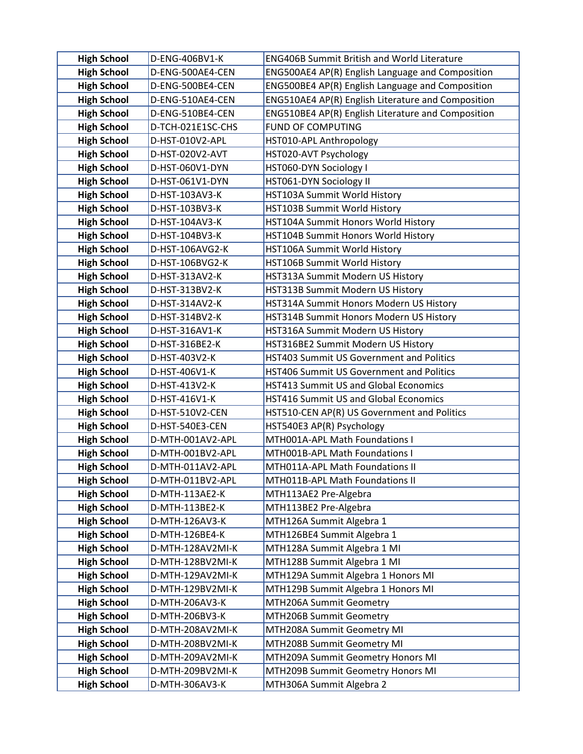| | | |
|---|---|---|
| **High School** | D-ENG-406BV1-K | ENG406B Summit British and World Literature |
| **High School** | D-ENG-500AE4-CEN | ENG500AE4 AP(R) English Language and Composition |
| **High School** | D-ENG-500BE4-CEN | ENG500BE4 AP(R) English Language and Composition |
| **High School** | D-ENG-510AE4-CEN | ENG510AE4 AP(R) English Literature and Composition |
| **High School** | D-ENG-510BE4-CEN | ENG510BE4 AP(R) English Literature and Composition |
| **High School** | D-TCH-021E1SC-CHS | FUND OF COMPUTING |
| **High School** | D-HST-010V2-APL | HST010-APL Anthropology |
| **High School** | D-HST-020V2-AVT | HST020-AVT Psychology |
| **High School** | D-HST-060V1-DYN | HST060-DYN Sociology I |
| **High School** | D-HST-061V1-DYN | HST061-DYN Sociology II |
| **High School** | D-HST-103AV3-K | HST103A Summit World History |
| **High School** | D-HST-103BV3-K | HST103B Summit World History |
| **High School** | D-HST-104AV3-K | HST104A Summit Honors World History |
| **High School** | D-HST-104BV3-K | HST104B Summit Honors World History |
| **High School** | D-HST-106AVG2-K | HST106A Summit World History |
| **High School** | D-HST-106BVG2-K | HST106B Summit World History |
| **High School** | D-HST-313AV2-K | HST313A Summit Modern US History |
| **High School** | D-HST-313BV2-K | HST313B Summit Modern US History |
| **High School** | D-HST-314AV2-K | HST314A Summit Honors Modern US History |
| **High School** | D-HST-314BV2-K | HST314B Summit Honors Modern US History |
| **High School** | D-HST-316AV1-K | HST316A Summit Modern US History |
| **High School** | D-HST-316BE2-K | HST316BE2 Summit Modern US History |
| **High School** | D-HST-403V2-K | HST403 Summit US Government and Politics |
| **High School** | D-HST-406V1-K | HST406 Summit US Government and Politics |
| **High School** | D-HST-413V2-K | HST413 Summit US and Global Economics |
| **High School** | D-HST-416V1-K | HST416 Summit US and Global Economics |
| **High School** | D-HST-510V2-CEN | HST510-CEN AP(R) US Government and Politics |
| **High School** | D-HST-540E3-CEN | HST540E3 AP(R) Psychology |
| **High School** | D-MTH-001AV2-APL | MTH001A-APL Math Foundations I |
| **High School** | D-MTH-001BV2-APL | MTH001B-APL Math Foundations I |
| **High School** | D-MTH-011AV2-APL | MTH011A-APL Math Foundations II |
| **High School** | D-MTH-011BV2-APL | MTH011B-APL Math Foundations II |
| **High School** | D-MTH-113AE2-K | MTH113AE2 Pre-Algebra |
| **High School** | D-MTH-113BE2-K | MTH113BE2 Pre-Algebra |
| **High School** | D-MTH-126AV3-K | MTH126A Summit Algebra 1 |
| **High School** | D-MTH-126BE4-K | MTH126BE4 Summit Algebra 1 |
| **High School** | D-MTH-128AV2MI-K | MTH128A Summit Algebra 1 MI |
| **High School** | D-MTH-128BV2MI-K | MTH128B Summit Algebra 1 MI |
| **High School** | D-MTH-129AV2MI-K | MTH129A Summit Algebra 1 Honors MI |
| **High School** | D-MTH-129BV2MI-K | MTH129B Summit Algebra 1 Honors MI |
| **High School** | D-MTH-206AV3-K | MTH206A Summit Geometry |
| **High School** | D-MTH-206BV3-K | MTH206B Summit Geometry |
| **High School** | D-MTH-208AV2MI-K | MTH208A Summit Geometry MI |
| **High School** | D-MTH-208BV2MI-K | MTH208B Summit Geometry MI |
| **High School** | D-MTH-209AV2MI-K | MTH209A Summit Geometry Honors MI |
| **High School** | D-MTH-209BV2MI-K | MTH209B Summit Geometry Honors MI |
| **High School** | D-MTH-306AV3-K | MTH306A Summit Algebra 2 |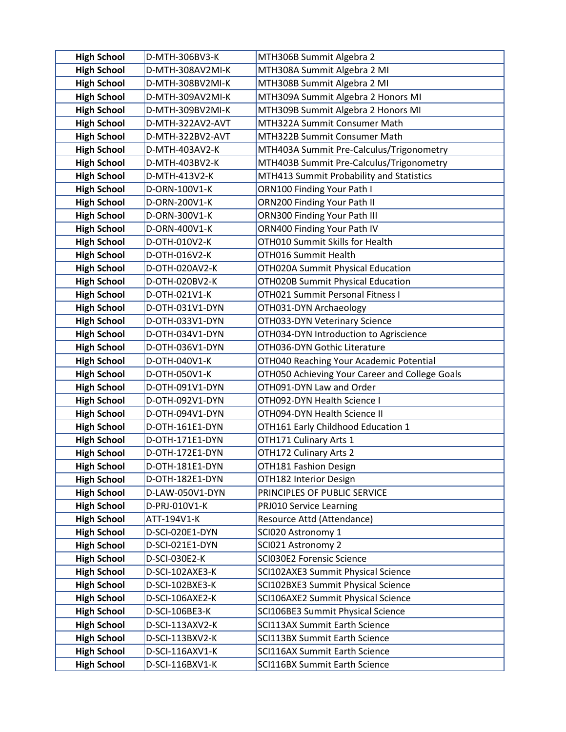| | | |
|---|---|---|
| **High School** | D-MTH-306BV3-K | MTH306B Summit Algebra 2 |
| **High School** | D-MTH-308AV2MI-K | MTH308A Summit Algebra 2 MI |
| **High School** | D-MTH-308BV2MI-K | MTH308B Summit Algebra 2 MI |
| **High School** | D-MTH-309AV2MI-K | MTH309A Summit Algebra 2 Honors MI |
| **High School** | D-MTH-309BV2MI-K | MTH309B Summit Algebra 2 Honors MI |
| **High School** | D-MTH-322AV2-AVT | MTH322A Summit Consumer Math |
| **High School** | D-MTH-322BV2-AVT | MTH322B Summit Consumer Math |
| **High School** | D-MTH-403AV2-K | MTH403A Summit Pre-Calculus/Trigonometry |
| **High School** | D-MTH-403BV2-K | MTH403B Summit Pre-Calculus/Trigonometry |
| **High School** | D-MTH-413V2-K | MTH413 Summit Probability and Statistics |
| **High School** | D-ORN-100V1-K | ORN100 Finding Your Path I |
| **High School** | D-ORN-200V1-K | ORN200 Finding Your Path II |
| **High School** | D-ORN-300V1-K | ORN300 Finding Your Path III |
| **High School** | D-ORN-400V1-K | ORN400 Finding Your Path IV |
| **High School** | D-OTH-010V2-K | OTH010 Summit Skills for Health |
| **High School** | D-OTH-016V2-K | OTH016 Summit Health |
| **High School** | D-OTH-020AV2-K | OTH020A Summit Physical Education |
| **High School** | D-OTH-020BV2-K | OTH020B Summit Physical Education |
| **High School** | D-OTH-021V1-K | OTH021 Summit Personal Fitness I |
| **High School** | D-OTH-031V1-DYN | OTH031-DYN Archaeology |
| **High School** | D-OTH-033V1-DYN | OTH033-DYN Veterinary Science |
| **High School** | D-OTH-034V1-DYN | OTH034-DYN Introduction to Agriscience |
| **High School** | D-OTH-036V1-DYN | OTH036-DYN Gothic Literature |
| **High School** | D-OTH-040V1-K | OTH040 Reaching Your Academic Potential |
| **High School** | D-OTH-050V1-K | OTH050 Achieving Your Career and College Goals |
| **High School** | D-OTH-091V1-DYN | OTH091-DYN Law and Order |
| **High School** | D-OTH-092V1-DYN | OTH092-DYN Health Science I |
| **High School** | D-OTH-094V1-DYN | OTH094-DYN Health Science II |
| **High School** | D-OTH-161E1-DYN | OTH161 Early Childhood Education 1 |
| **High School** | D-OTH-171E1-DYN | OTH171 Culinary Arts 1 |
| **High School** | D-OTH-172E1-DYN | OTH172 Culinary Arts 2 |
| **High School** | D-OTH-181E1-DYN | OTH181 Fashion Design |
| **High School** | D-OTH-182E1-DYN | OTH182 Interior Design |
| **High School** | D-LAW-050V1-DYN | PRINCIPLES OF PUBLIC SERVICE |
| **High School** | D-PRJ-010V1-K | PRJ010 Service Learning |
| **High School** | ATT-194V1-K | Resource Attd (Attendance) |
| **High School** | D-SCI-020E1-DYN | SCI020 Astronomy 1 |
| **High School** | D-SCI-021E1-DYN | SCI021 Astronomy 2 |
| **High School** | D-SCI-030E2-K | SCI030E2 Forensic Science |
| **High School** | D-SCI-102AXE3-K | SCI102AXE3 Summit Physical Science |
| **High School** | D-SCI-102BXE3-K | SCI102BXE3 Summit Physical Science |
| **High School** | D-SCI-106AXE2-K | SCI106AXE2 Summit Physical Science |
| **High School** | D-SCI-106BE3-K | SCI106BE3 Summit Physical Science |
| **High School** | D-SCI-113AXV2-K | SCI113AX Summit Earth Science |
| **High School** | D-SCI-113BXV2-K | SCI113BX Summit Earth Science |
| **High School** | D-SCI-116AXV1-K | SCI116AX Summit Earth Science |
| **High School** | D-SCI-116BXV1-K | SCI116BX Summit Earth Science |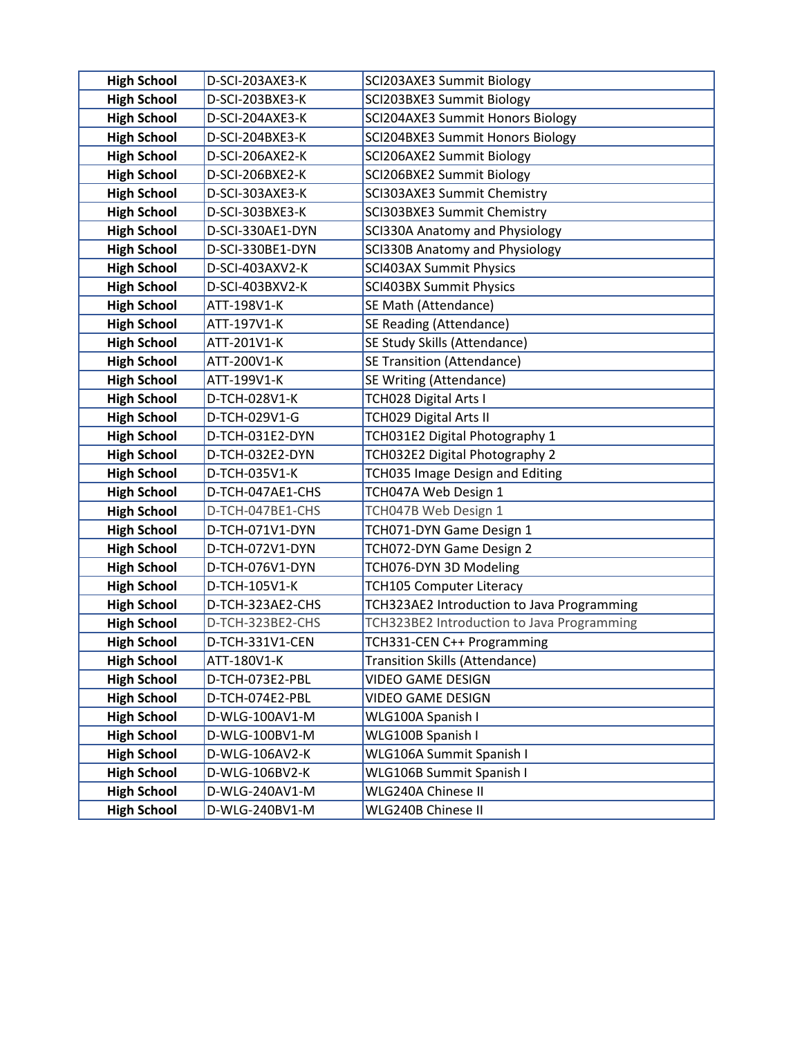| | | |
|---|---|---|
| **High School** | D-SCI-203AXE3-K | SCI203AXE3 Summit Biology |
| **High School** | D-SCI-203BXE3-K | SCI203BXE3 Summit Biology |
| **High School** | D-SCI-204AXE3-K | SCI204AXE3 Summit Honors Biology |
| **High School** | D-SCI-204BXE3-K | SCI204BXE3 Summit Honors Biology |
| **High School** | D-SCI-206AXE2-K | SCI206AXE2 Summit Biology |
| **High School** | D-SCI-206BXE2-K | SCI206BXE2 Summit Biology |
| **High School** | D-SCI-303AXE3-K | SCI303AXE3 Summit Chemistry |
| **High School** | D-SCI-303BXE3-K | SCI303BXE3 Summit Chemistry |
| **High School** | D-SCI-330AE1-DYN | SCI330A Anatomy and Physiology |
| **High School** | D-SCI-330BE1-DYN | SCI330B Anatomy and Physiology |
| **High School** | D-SCI-403AXV2-K | SCI403AX Summit Physics |
| **High School** | D-SCI-403BXV2-K | SCI403BX Summit Physics |
| **High School** | ATT-198V1-K | SE Math (Attendance) |
| **High School** | ATT-197V1-K | SE Reading (Attendance) |
| **High School** | ATT-201V1-K | SE Study Skills (Attendance) |
| **High School** | ATT-200V1-K | SE Transition (Attendance) |
| **High School** | ATT-199V1-K | SE Writing (Attendance) |
| **High School** | D-TCH-028V1-K | TCH028 Digital Arts I |
| **High School** | D-TCH-029V1-G | TCH029 Digital Arts II |
| **High School** | D-TCH-031E2-DYN | TCH031E2 Digital Photography 1 |
| **High School** | D-TCH-032E2-DYN | TCH032E2 Digital Photography 2 |
| **High School** | D-TCH-035V1-K | TCH035 Image Design and Editing |
| **High School** | D-TCH-047AE1-CHS | TCH047A Web Design 1 |
| **High School** | D-TCH-047BE1-CHS | TCH047B Web Design 1 |
| **High School** | D-TCH-071V1-DYN | TCH071-DYN Game Design 1 |
| **High School** | D-TCH-072V1-DYN | TCH072-DYN Game Design 2 |
| **High School** | D-TCH-076V1-DYN | TCH076-DYN 3D Modeling |
| **High School** | D-TCH-105V1-K | TCH105 Computer Literacy |
| **High School** | D-TCH-323AE2-CHS | TCH323AE2 Introduction to Java Programming |
| **High School** | D-TCH-323BE2-CHS | TCH323BE2 Introduction to Java Programming |
| **High School** | D-TCH-331V1-CEN | TCH331-CEN C++ Programming |
| **High School** | ATT-180V1-K | Transition Skills (Attendance) |
| **High School** | D-TCH-073E2-PBL | VIDEO GAME DESIGN |
| **High School** | D-TCH-074E2-PBL | VIDEO GAME DESIGN |
| **High School** | D-WLG-100AV1-M | WLG100A Spanish I |
| **High School** | D-WLG-100BV1-M | WLG100B Spanish I |
| **High School** | D-WLG-106AV2-K | WLG106A Summit Spanish I |
| **High School** | D-WLG-106BV2-K | WLG106B Summit Spanish I |
| **High School** | D-WLG-240AV1-M | WLG240A Chinese II |
| **High School** | D-WLG-240BV1-M | WLG240B Chinese II |